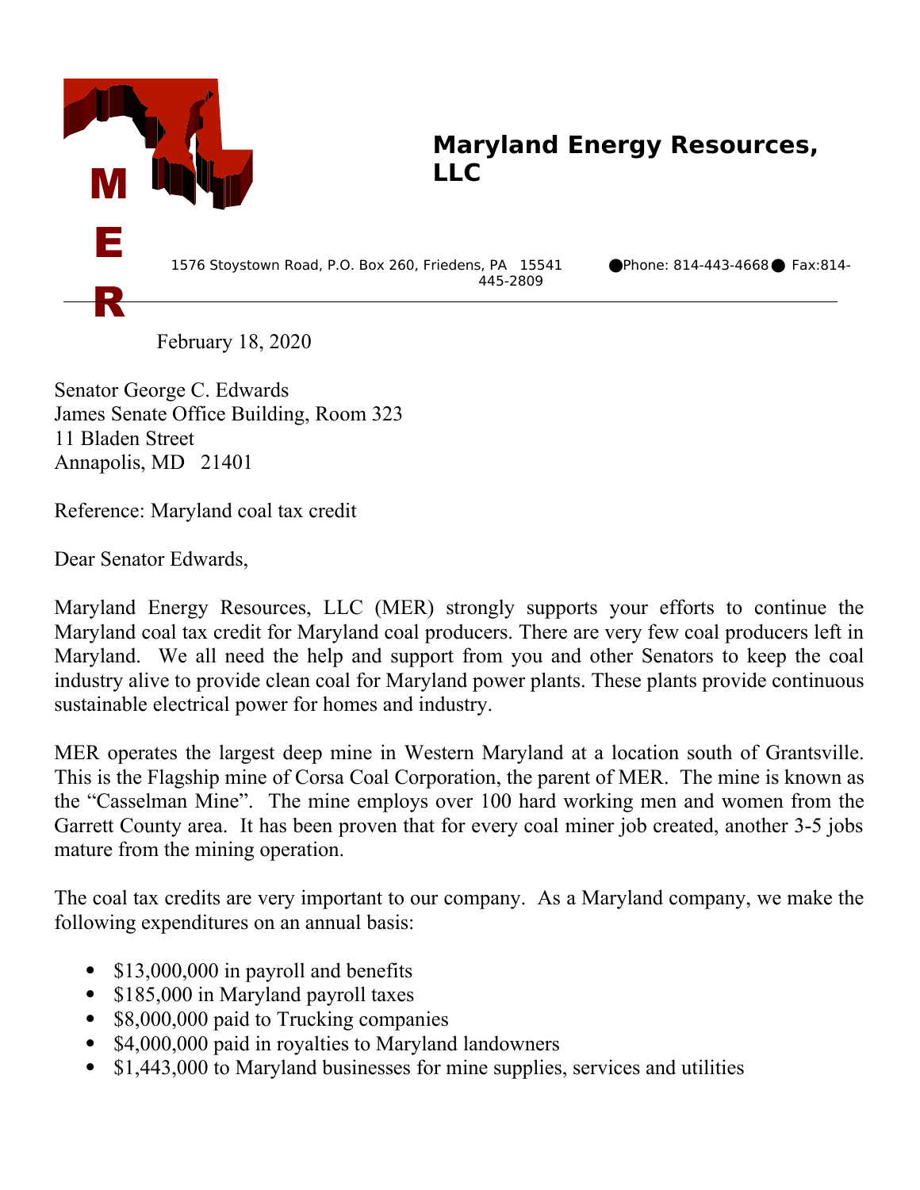# Maryland Energy Resources, LLC

M E R

1576 Stoystown Road, P.O. Box 260, Friedens, PA 15541 ●Phone: 814-443-4668● Fax:814-445-2809

February 18, 2020

Senator George C. Edwards
James Senate Office Building, Room 323
11 Bladen Street
Annapolis, MD 21401

Reference: Maryland coal tax credit

Dear Senator Edwards,

Maryland Energy Resources, LLC (MER) strongly supports your efforts to continue the Maryland coal tax credit for Maryland coal producers. There are very few coal producers left in Maryland. We all need the help and support from you and other Senators to keep the coal industry alive to provide clean coal for Maryland power plants. These plants provide continuous sustainable electrical power for homes and industry.

MER operates the largest deep mine in Western Maryland at a location south of Grantsville. This is the Flagship mine of Corsa Coal Corporation, the parent of MER. The mine is known as the "Casselman Mine". The mine employs over 100 hard working men and women from the Garrett County area. It has been proven that for every coal miner job created, another 3-5 jobs mature from the mining operation.

The coal tax credits are very important to our company. As a Maryland company, we make the following expenditures on an annual basis:

- $13,000,000 in payroll and benefits
- $185,000 in Maryland payroll taxes
- $8,000,000 paid to Trucking companies
- $4,000,000 paid in royalties to Maryland landowners
- $1,443,000 to Maryland businesses for mine supplies, services and utilities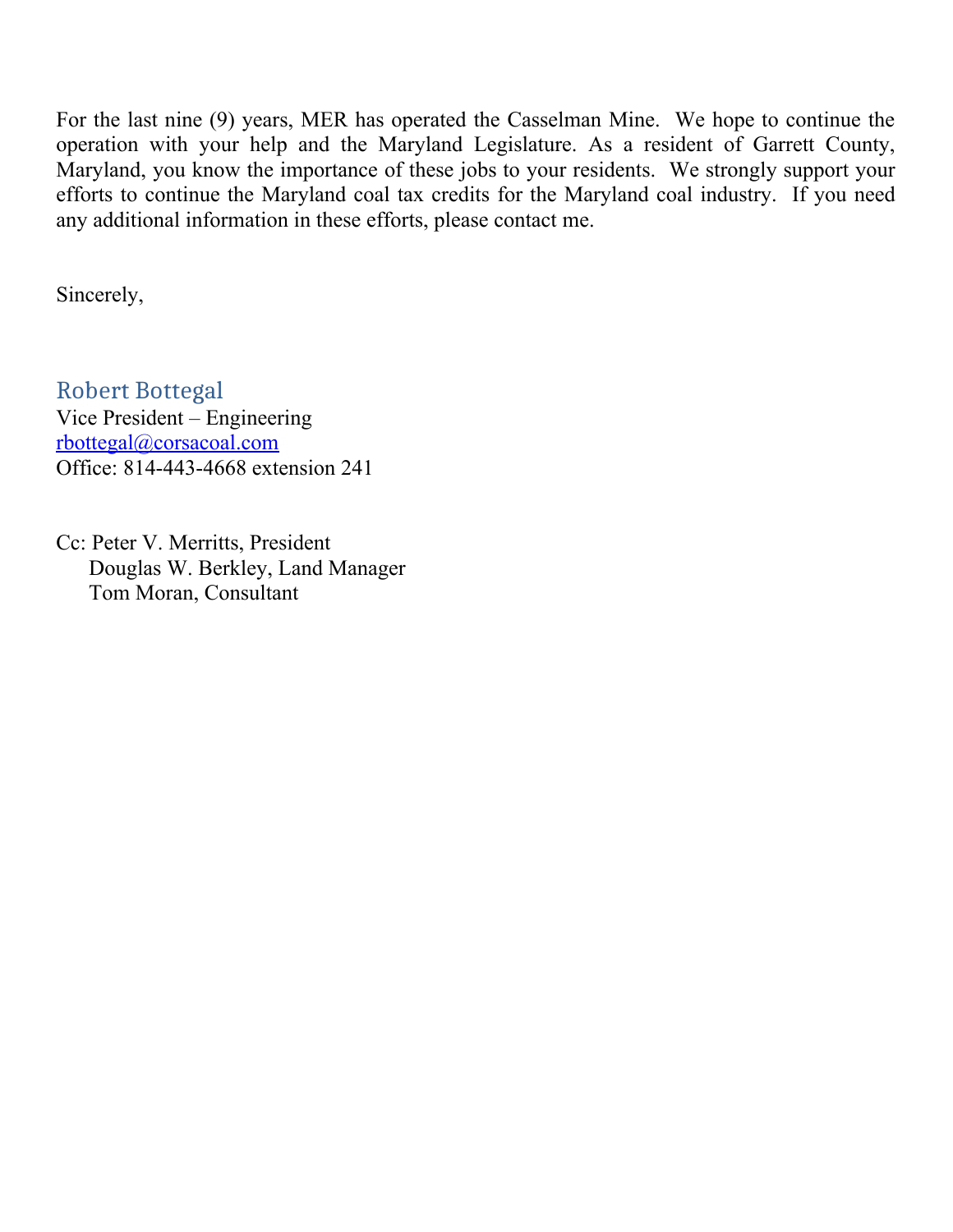For the last nine (9) years, MER has operated the Casselman Mine. We hope to continue the operation with your help and the Maryland Legislature. As a resident of Garrett County, Maryland, you know the importance of these jobs to your residents. We strongly support your efforts to continue the Maryland coal tax credits for the Maryland coal industry. If you need any additional information in these efforts, please contact me.

Sincerely,

Robert Bottegal  
Vice President – Engineering  
rbottegal@corsacoal.com  
Office: 814-443-4668 extension 241

Cc: Peter V. Merritts, President  
Douglas W. Berkley, Land Manager  
Tom Moran, Consultant